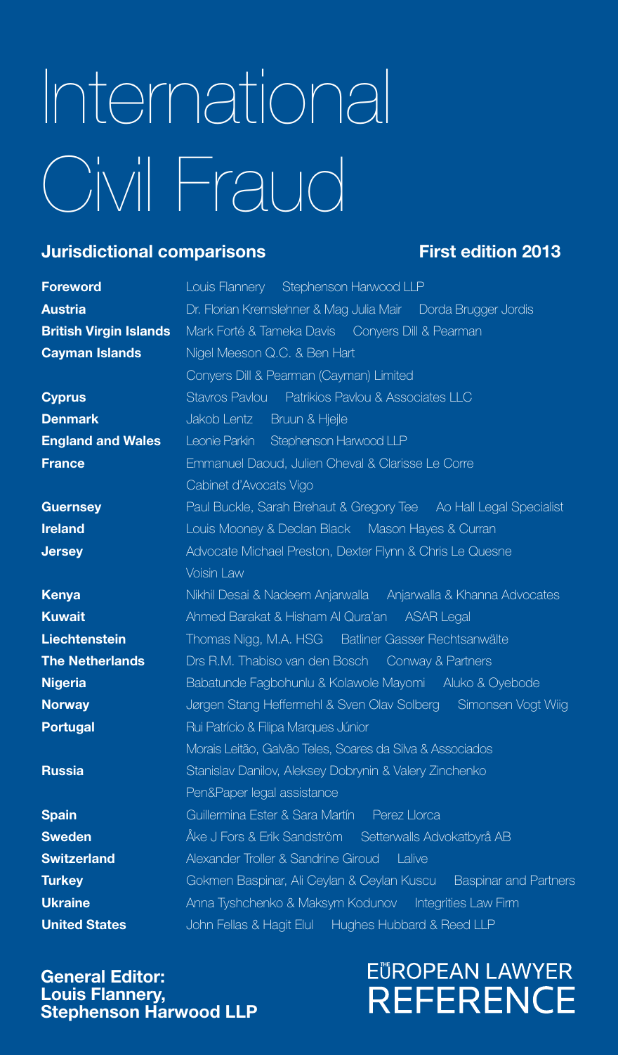# International Civil Fraud

**Jurisdictional comparisons** **First edition 2013**

| | |
|---|---|
| **Foreword** | Louis Flannery Stephenson Harwood LLP |
| **Austria** | Dr. Florian Kremslehner & Mag Julia Mair Dorda Brugger Jordis |
| **British Virgin Islands** | Mark Forté & Tameka Davis Conyers Dill & Pearman |
| **Cayman Islands** | Nigel Meeson Q.C. & Ben Hart Conyers Dill & Pearman (Cayman) Limited |
| **Cyprus** | Stavros Pavlou Patrikios Pavlou & Associates LLC |
| **Denmark** | Jakob Lentz Bruun & Hjejle |
| **England and Wales** | Leonie Parkin Stephenson Harwood LLP |
| **France** | Emmanuel Daoud, Julien Cheval & Clarisse Le Corre Cabinet d'Avocats Vigo |
| **Guernsey** | Paul Buckle, Sarah Brehaut & Gregory Tee Ao Hall Legal Specialist |
| **Ireland** | Louis Mooney & Declan Black Mason Hayes & Curran |
| **Jersey** | Advocate Michael Preston, Dexter Flynn & Chris Le Quesne Voisin Law |
| **Kenya** | Nikhil Desai & Nadeem Anjarwalla Anjarwalla & Khanna Advocates |
| **Kuwait** | Ahmed Barakat & Hisham Al Qura'an ASAR Legal |
| **Liechtenstein** | Thomas Nigg, M.A. HSG Batliner Gasser Rechtsanwälte |
| **The Netherlands** | Drs R.M. Thabiso van den Bosch Conway & Partners |
| **Nigeria** | Babatunde Fagbohunlu & Kolawole Mayomi Aluko & Oyebode |
| **Norway** | Jørgen Stang Heffermehl & Sven Olav Solberg Simonsen Vogt Wiig |
| **Portugal** | Rui Patrício & Filipa Marques Júnior Morais Leitão, Galvão Teles, Soares da Silva & Associados |
| **Russia** | Stanislav Danilov, Aleksey Dobrynin & Valery Zinchenko Pen&Paper legal assistance |
| **Spain** | Guillermina Ester & Sara Martín Perez Llorca |
| **Sweden** | Åke J Fors & Erik Sandström Setterwalls Advokatbyrå AB |
| **Switzerland** | Alexander Troller & Sandrine Giroud Lalive |
| **Turkey** | Gokmen Baspinar, Ali Ceylan & Ceylan Kuscu Baspinar and Partners |
| **Ukraine** | Anna Tyshchenko & Maksym Kodunov Integrities Law Firm |
| **United States** | John Fellas & Hagit Elul Hughes Hubbard & Reed LLP |

**General Editor:**
**Louis Flannery,**
**Stephenson Harwood LLP**

THE EUROPEAN LAWYER REFERENCE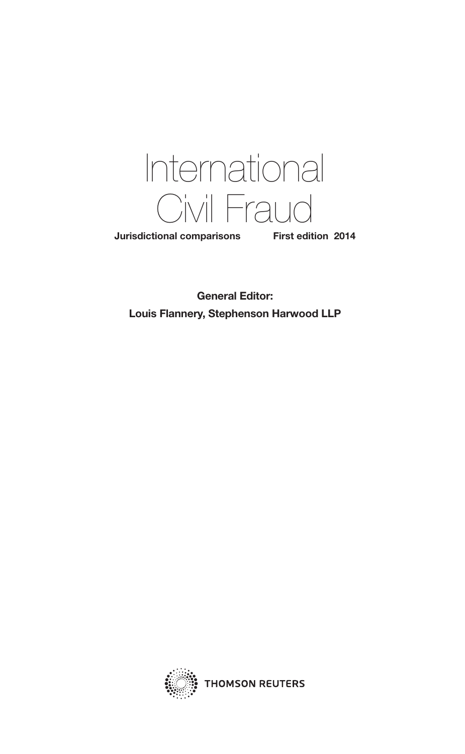# International Civil Fraud

**Jurisdictional comparisons** **First edition 2014**

**General Editor:**

**Louis Flannery, Stephenson Harwood LLP**

THOMSON REUTERS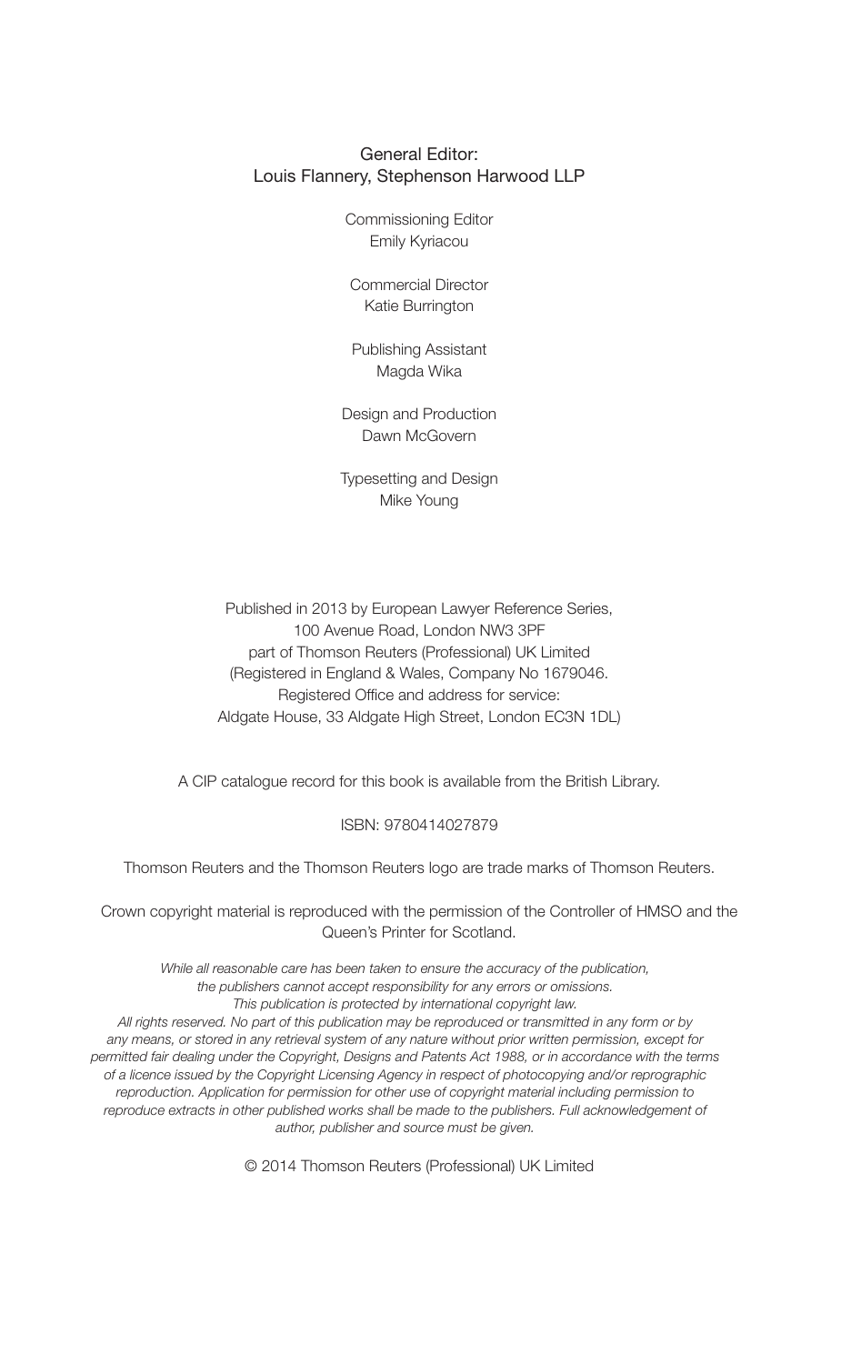General Editor:
Louis Flannery, Stephenson Harwood LLP

Commissioning Editor
Emily Kyriacou

Commercial Director
Katie Burrington

Publishing Assistant
Magda Wika

Design and Production
Dawn McGovern

Typesetting and Design
Mike Young

Published in 2013 by European Lawyer Reference Series,
100 Avenue Road, London NW3 3PF
part of Thomson Reuters (Professional) UK Limited
(Registered in England & Wales, Company No 1679046.
Registered Office and address for service:
Aldgate House, 33 Aldgate High Street, London EC3N 1DL)

A CIP catalogue record for this book is available from the British Library.

ISBN: 9780414027879

Thomson Reuters and the Thomson Reuters logo are trade marks of Thomson Reuters.

Crown copyright material is reproduced with the permission of the Controller of HMSO and the Queen's Printer for Scotland.

*While all reasonable care has been taken to ensure the accuracy of the publication, the publishers cannot accept responsibility for any errors or omissions.*
*This publication is protected by international copyright law.*
*All rights reserved. No part of this publication may be reproduced or transmitted in any form or by any means, or stored in any retrieval system of any nature without prior written permission, except for permitted fair dealing under the Copyright, Designs and Patents Act 1988, or in accordance with the terms of a licence issued by the Copyright Licensing Agency in respect of photocopying and/or reprographic reproduction. Application for permission for other use of copyright material including permission to reproduce extracts in other published works shall be made to the publishers. Full acknowledgement of author, publisher and source must be given.*

© 2014 Thomson Reuters (Professional) UK Limited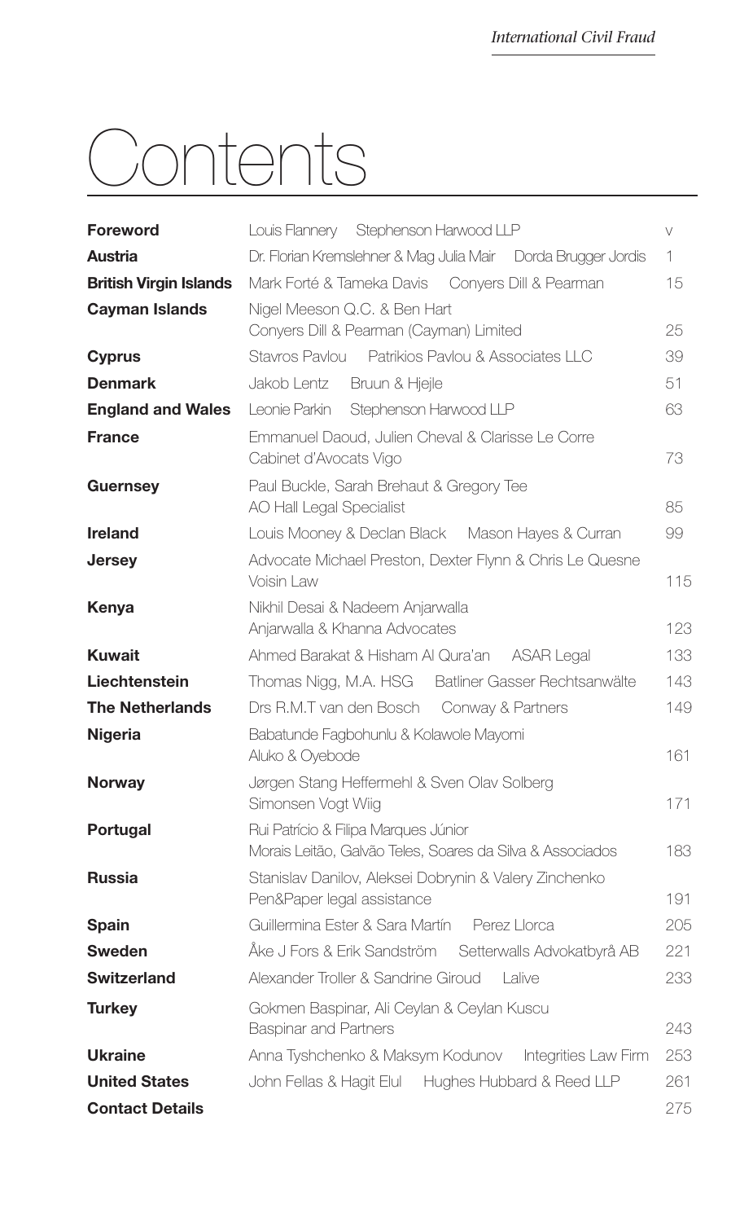# Contents

| | | |
|---|---|---|
| **Foreword** | Louis Flannery   Stephenson Harwood LLP | v |
| **Austria** | Dr. Florian Kremslehner & Mag Julia Mair   Dorda Brugger Jordis | 1 |
| **British Virgin Islands** | Mark Forté & Tameka Davis   Conyers Dill & Pearman | 15 |
| **Cayman Islands** | Nigel Meeson Q.C. & Ben Hart<br>Conyers Dill & Pearman (Cayman) Limited | 25 |
| **Cyprus** | Stavros Pavlou   Patrikios Pavlou & Associates LLC | 39 |
| **Denmark** | Jakob Lentz   Bruun & Hjejle | 51 |
| **England and Wales** | Leonie Parkin   Stephenson Harwood LLP | 63 |
| **France** | Emmanuel Daoud, Julien Cheval & Clarisse Le Corre<br>Cabinet d'Avocats Vigo | 73 |
| **Guernsey** | Paul Buckle, Sarah Brehaut & Gregory Tee<br>AO Hall Legal Specialist | 85 |
| **Ireland** | Louis Mooney & Declan Black   Mason Hayes & Curran | 99 |
| **Jersey** | Advocate Michael Preston, Dexter Flynn & Chris Le Quesne<br>Voisin Law | 115 |
| **Kenya** | Nikhil Desai & Nadeem Anjarwalla<br>Anjarwalla & Khanna Advocates | 123 |
| **Kuwait** | Ahmed Barakat & Hisham Al Qura'an   ASAR Legal | 133 |
| **Liechtenstein** | Thomas Nigg, M.A. HSG   Batliner Gasser Rechtsanwälte | 143 |
| **The Netherlands** | Drs R.M.T van den Bosch   Conway & Partners | 149 |
| **Nigeria** | Babatunde Fagbohunlu & Kolawole Mayomi<br>Aluko & Oyebode | 161 |
| **Norway** | Jørgen Stang Heffermehl & Sven Olav Solberg<br>Simonsen Vogt Wiig | 171 |
| **Portugal** | Rui Patrício & Filipa Marques Júnior<br>Morais Leitão, Galvão Teles, Soares da Silva & Associados | 183 |
| **Russia** | Stanislav Danilov, Aleksei Dobrynin & Valery Zinchenko<br>Pen&Paper legal assistance | 191 |
| **Spain** | Guillermina Ester & Sara Martín   Perez Llorca | 205 |
| **Sweden** | Åke J Fors & Erik Sandström   Setterwalls Advokatbyrå AB | 221 |
| **Switzerland** | Alexander Troller & Sandrine Giroud   Lalive | 233 |
| **Turkey** | Gokmen Baspinar, Ali Ceylan & Ceylan Kuscu<br>Baspinar and Partners | 243 |
| **Ukraine** | Anna Tyshchenko & Maksym Kodunov   Integrities Law Firm | 253 |
| **United States** | John Fellas & Hagit Elul   Hughes Hubbard & Reed LLP | 261 |
| **Contact Details** | | 275 |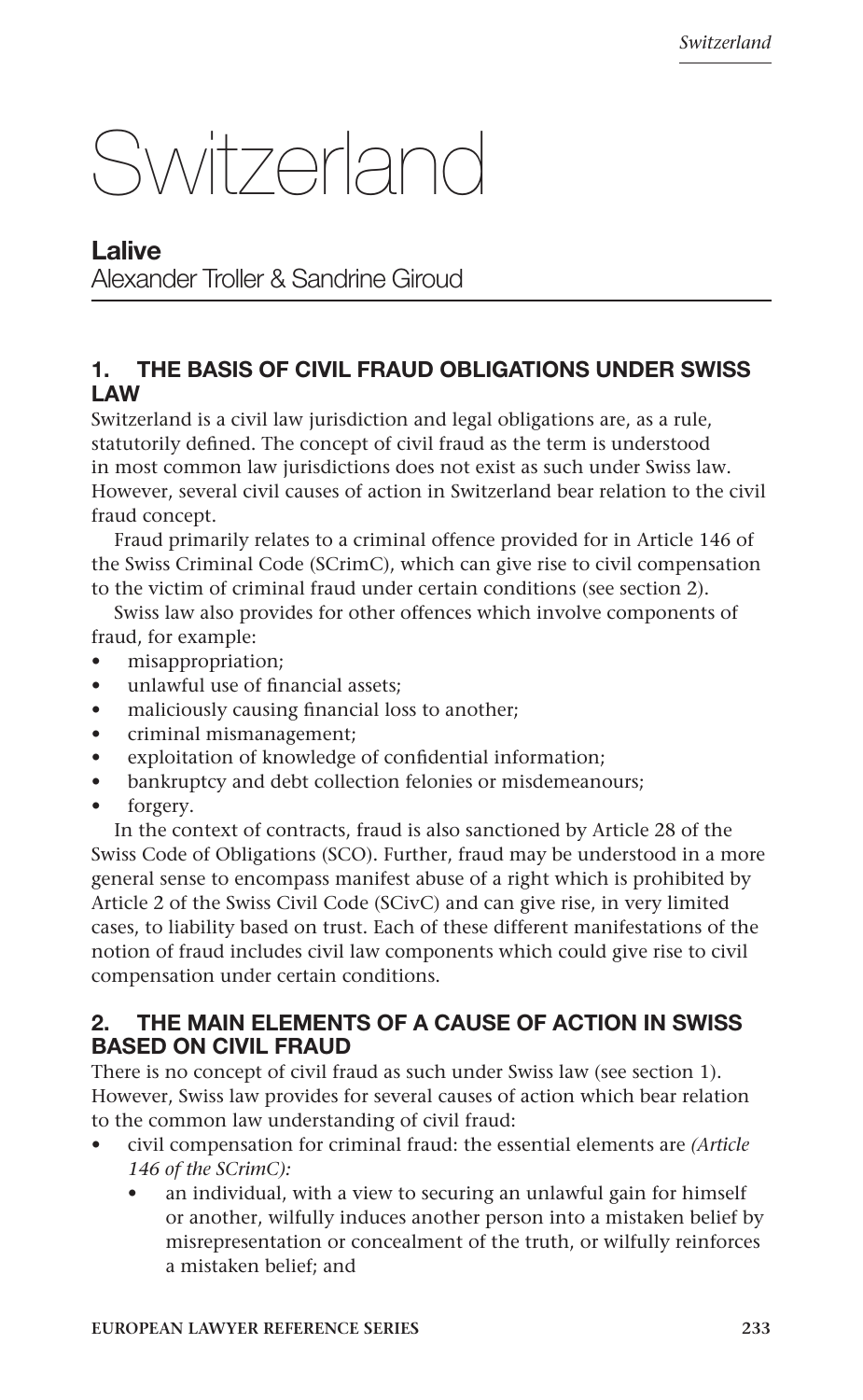# Switzerland

**Lalive**
Alexander Troller & Sandrine Giroud

## 1. THE BASIS OF CIVIL FRAUD OBLIGATIONS UNDER SWISS LAW

Switzerland is a civil law jurisdiction and legal obligations are, as a rule, statutorily defined. The concept of civil fraud as the term is understood in most common law jurisdictions does not exist as such under Swiss law. However, several civil causes of action in Switzerland bear relation to the civil fraud concept.

Fraud primarily relates to a criminal offence provided for in Article 146 of the Swiss Criminal Code (SCrimC), which can give rise to civil compensation to the victim of criminal fraud under certain conditions (see section 2).

Swiss law also provides for other offences which involve components of fraud, for example:

- misappropriation;
- unlawful use of financial assets;
- maliciously causing financial loss to another;
- criminal mismanagement;
- exploitation of knowledge of confidential information;
- bankruptcy and debt collection felonies or misdemeanours;
- forgery.

In the context of contracts, fraud is also sanctioned by Article 28 of the Swiss Code of Obligations (SCO). Further, fraud may be understood in a more general sense to encompass manifest abuse of a right which is prohibited by Article 2 of the Swiss Civil Code (SCivC) and can give rise, in very limited cases, to liability based on trust. Each of these different manifestations of the notion of fraud includes civil law components which could give rise to civil compensation under certain conditions.

## 2. THE MAIN ELEMENTS OF A CAUSE OF ACTION IN SWISS BASED ON CIVIL FRAUD

There is no concept of civil fraud as such under Swiss law (see section 1). However, Swiss law provides for several causes of action which bear relation to the common law understanding of civil fraud:

- civil compensation for criminal fraud: the essential elements are *(Article 146 of the SCrimC):*
  - an individual, with a view to securing an unlawful gain for himself or another, wilfully induces another person into a mistaken belief by misrepresentation or concealment of the truth, or wilfully reinforces a mistaken belief; and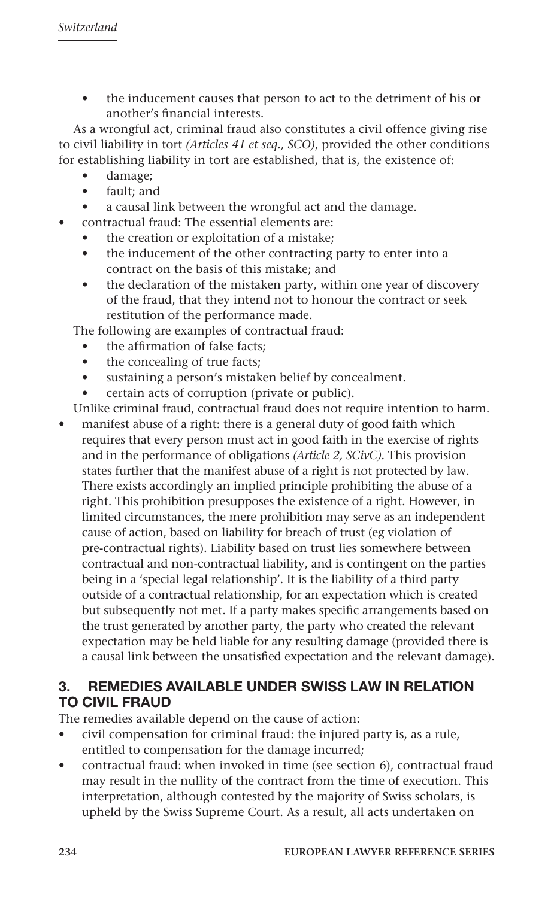- the inducement causes that person to act to the detriment of his or another's financial interests.

  As a wrongful act, criminal fraud also constitutes a civil offence giving rise to civil liability in tort *(Articles 41 et seq., SCO)*, provided the other conditions for establishing liability in tort are established, that is, the existence of:
  - damage;
  - fault; and
  - a causal link between the wrongful act and the damage.
- contractual fraud: The essential elements are:
  - the creation or exploitation of a mistake;
  - the inducement of the other contracting party to enter into a contract on the basis of this mistake; and
  - the declaration of the mistaken party, within one year of discovery of the fraud, that they intend not to honour the contract or seek restitution of the performance made.

  The following are examples of contractual fraud:
  - the affirmation of false facts;
  - the concealing of true facts;
  - sustaining a person's mistaken belief by concealment.
  - certain acts of corruption (private or public).

  Unlike criminal fraud, contractual fraud does not require intention to harm.
- manifest abuse of a right: there is a general duty of good faith which requires that every person must act in good faith in the exercise of rights and in the performance of obligations *(Article 2, SCivC)*. This provision states further that the manifest abuse of a right is not protected by law. There exists accordingly an implied principle prohibiting the abuse of a right. This prohibition presupposes the existence of a right. However, in limited circumstances, the mere prohibition may serve as an independent cause of action, based on liability for breach of trust (eg violation of pre-contractual rights). Liability based on trust lies somewhere between contractual and non-contractual liability, and is contingent on the parties being in a 'special legal relationship'. It is the liability of a third party outside of a contractual relationship, for an expectation which is created but subsequently not met. If a party makes specific arrangements based on the trust generated by another party, the party who created the relevant expectation may be held liable for any resulting damage (provided there is a causal link between the unsatisfied expectation and the relevant damage).

## 3. REMEDIES AVAILABLE UNDER SWISS LAW IN RELATION TO CIVIL FRAUD

The remedies available depend on the cause of action:

- civil compensation for criminal fraud: the injured party is, as a rule, entitled to compensation for the damage incurred;
- contractual fraud: when invoked in time (see section 6), contractual fraud may result in the nullity of the contract from the time of execution. This interpretation, although contested by the majority of Swiss scholars, is upheld by the Swiss Supreme Court. As a result, all acts undertaken on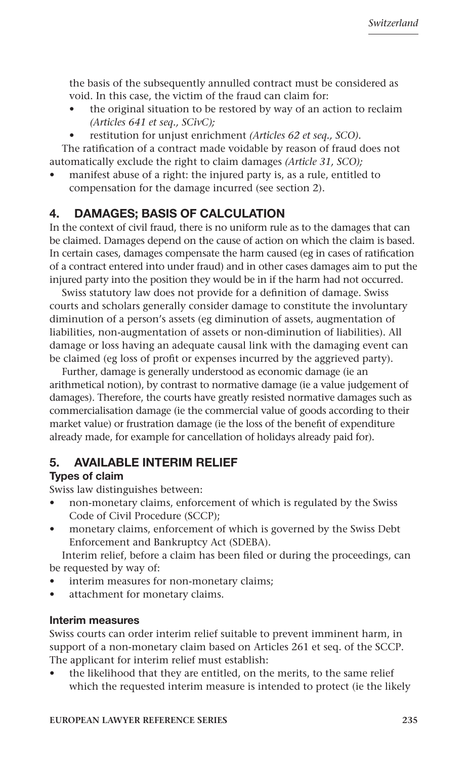the basis of the subsequently annulled contract must be considered as void. In this case, the victim of the fraud can claim for:

- the original situation to be restored by way of an action to reclaim *(Articles 641 et seq., SCivC);*
- restitution for unjust enrichment *(Articles 62 et seq., SCO).*

The ratification of a contract made voidable by reason of fraud does not automatically exclude the right to claim damages *(Article 31, SCO);*

- manifest abuse of a right: the injured party is, as a rule, entitled to compensation for the damage incurred (see section 2).

## 4. DAMAGES; BASIS OF CALCULATION

In the context of civil fraud, there is no uniform rule as to the damages that can be claimed. Damages depend on the cause of action on which the claim is based. In certain cases, damages compensate the harm caused (eg in cases of ratification of a contract entered into under fraud) and in other cases damages aim to put the injured party into the position they would be in if the harm had not occurred.

Swiss statutory law does not provide for a definition of damage. Swiss courts and scholars generally consider damage to constitute the involuntary diminution of a person's assets (eg diminution of assets, augmentation of liabilities, non-augmentation of assets or non-diminution of liabilities). All damage or loss having an adequate causal link with the damaging event can be claimed (eg loss of profit or expenses incurred by the aggrieved party).

Further, damage is generally understood as economic damage (ie an arithmetical notion), by contrast to normative damage (ie a value judgement of damages). Therefore, the courts have greatly resisted normative damages such as commercialisation damage (ie the commercial value of goods according to their market value) or frustration damage (ie the loss of the benefit of expenditure already made, for example for cancellation of holidays already paid for).

## 5. AVAILABLE INTERIM RELIEF

### Types of claim

Swiss law distinguishes between:

- non-monetary claims, enforcement of which is regulated by the Swiss Code of Civil Procedure (SCCP);
- monetary claims, enforcement of which is governed by the Swiss Debt Enforcement and Bankruptcy Act (SDEBA).

Interim relief, before a claim has been filed or during the proceedings, can be requested by way of:

- interim measures for non-monetary claims;
- attachment for monetary claims.

### Interim measures

Swiss courts can order interim relief suitable to prevent imminent harm, in support of a non-monetary claim based on Articles 261 et seq. of the SCCP. The applicant for interim relief must establish:

- the likelihood that they are entitled, on the merits, to the same relief which the requested interim measure is intended to protect (ie the likely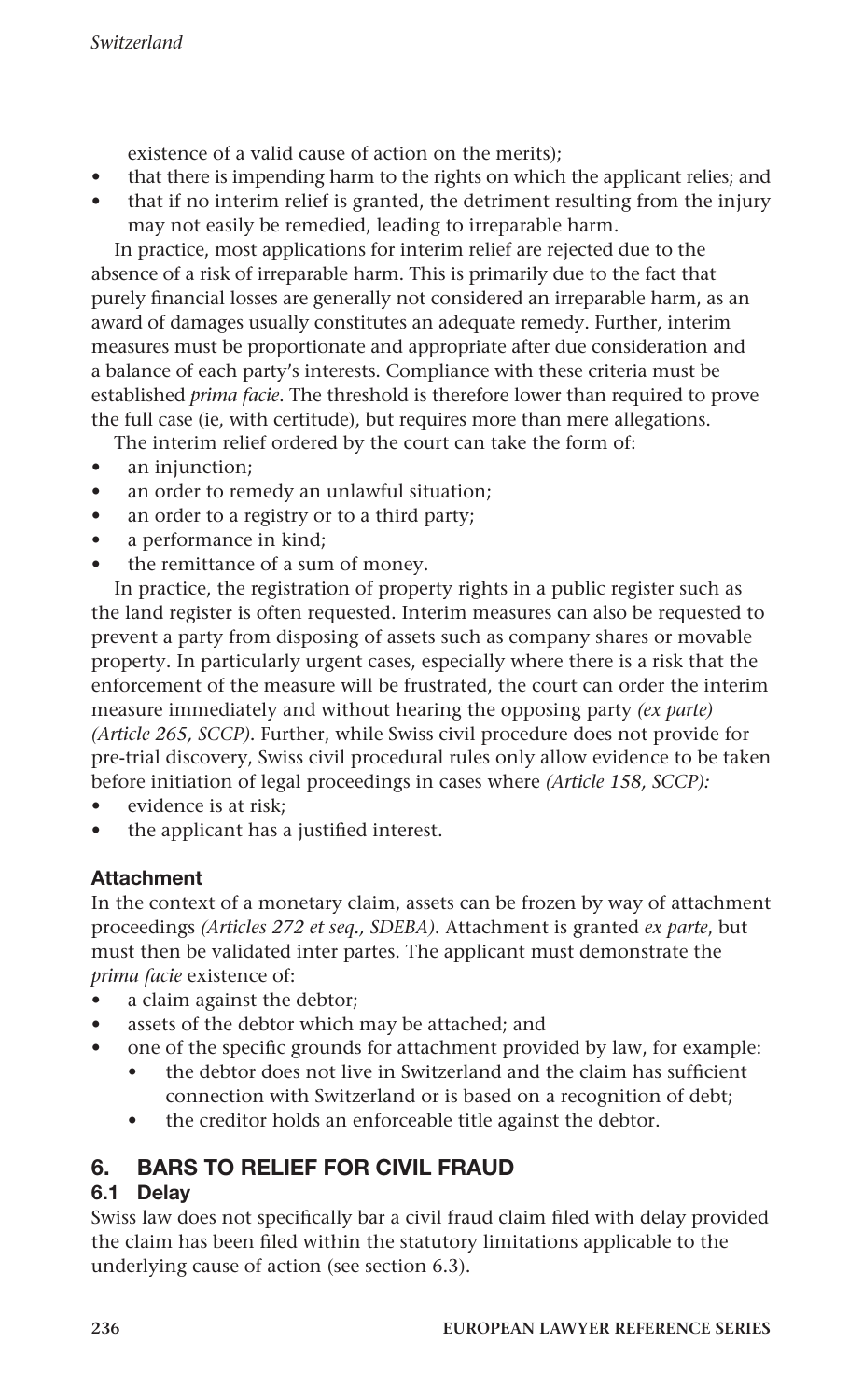existence of a valid cause of action on the merits);

- that there is impending harm to the rights on which the applicant relies; and
- that if no interim relief is granted, the detriment resulting from the injury may not easily be remedied, leading to irreparable harm.

In practice, most applications for interim relief are rejected due to the absence of a risk of irreparable harm. This is primarily due to the fact that purely financial losses are generally not considered an irreparable harm, as an award of damages usually constitutes an adequate remedy. Further, interim measures must be proportionate and appropriate after due consideration and a balance of each party's interests. Compliance with these criteria must be established *prima facie*. The threshold is therefore lower than required to prove the full case (ie, with certitude), but requires more than mere allegations.

The interim relief ordered by the court can take the form of:

- an injunction;
- an order to remedy an unlawful situation;
- an order to a registry or to a third party;
- a performance in kind;
- the remittance of a sum of money.

In practice, the registration of property rights in a public register such as the land register is often requested. Interim measures can also be requested to prevent a party from disposing of assets such as company shares or movable property. In particularly urgent cases, especially where there is a risk that the enforcement of the measure will be frustrated, the court can order the interim measure immediately and without hearing the opposing party *(ex parte) (Article 265, SCCP)*. Further, while Swiss civil procedure does not provide for pre-trial discovery, Swiss civil procedural rules only allow evidence to be taken before initiation of legal proceedings in cases where *(Article 158, SCCP):*

- evidence is at risk;
- the applicant has a justified interest.

### Attachment

In the context of a monetary claim, assets can be frozen by way of attachment proceedings *(Articles 272 et seq., SDEBA)*. Attachment is granted *ex parte*, but must then be validated inter partes. The applicant must demonstrate the *prima facie* existence of:

- a claim against the debtor;
- assets of the debtor which may be attached; and
- one of the specific grounds for attachment provided by law, for example:
  - the debtor does not live in Switzerland and the claim has sufficient connection with Switzerland or is based on a recognition of debt;
  - the creditor holds an enforceable title against the debtor.

## 6. BARS TO RELIEF FOR CIVIL FRAUD

### 6.1 Delay

Swiss law does not specifically bar a civil fraud claim filed with delay provided the claim has been filed within the statutory limitations applicable to the underlying cause of action (see section 6.3).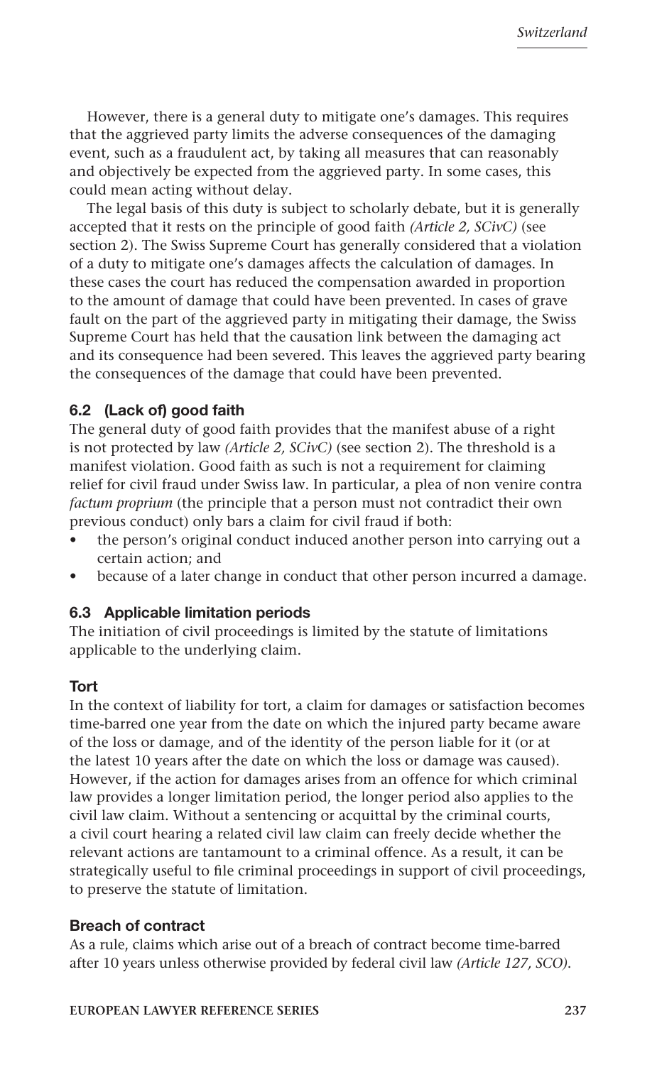However, there is a general duty to mitigate one's damages. This requires that the aggrieved party limits the adverse consequences of the damaging event, such as a fraudulent act, by taking all measures that can reasonably and objectively be expected from the aggrieved party. In some cases, this could mean acting without delay.

The legal basis of this duty is subject to scholarly debate, but it is generally accepted that it rests on the principle of good faith *(Article 2, SCivC)* (see section 2). The Swiss Supreme Court has generally considered that a violation of a duty to mitigate one's damages affects the calculation of damages. In these cases the court has reduced the compensation awarded in proportion to the amount of damage that could have been prevented. In cases of grave fault on the part of the aggrieved party in mitigating their damage, the Swiss Supreme Court has held that the causation link between the damaging act and its consequence had been severed. This leaves the aggrieved party bearing the consequences of the damage that could have been prevented.

### 6.2 (Lack of) good faith

The general duty of good faith provides that the manifest abuse of a right is not protected by law *(Article 2, SCivC)* (see section 2). The threshold is a manifest violation. Good faith as such is not a requirement for claiming relief for civil fraud under Swiss law. In particular, a plea of non venire contra *factum proprium* (the principle that a person must not contradict their own previous conduct) only bars a claim for civil fraud if both:

- the person's original conduct induced another person into carrying out a certain action; and
- because of a later change in conduct that other person incurred a damage.

### 6.3 Applicable limitation periods

The initiation of civil proceedings is limited by the statute of limitations applicable to the underlying claim.

#### Tort

In the context of liability for tort, a claim for damages or satisfaction becomes time-barred one year from the date on which the injured party became aware of the loss or damage, and of the identity of the person liable for it (or at the latest 10 years after the date on which the loss or damage was caused). However, if the action for damages arises from an offence for which criminal law provides a longer limitation period, the longer period also applies to the civil law claim. Without a sentencing or acquittal by the criminal courts, a civil court hearing a related civil law claim can freely decide whether the relevant actions are tantamount to a criminal offence. As a result, it can be strategically useful to file criminal proceedings in support of civil proceedings, to preserve the statute of limitation.

#### Breach of contract

As a rule, claims which arise out of a breach of contract become time-barred after 10 years unless otherwise provided by federal civil law *(Article 127, SCO)*.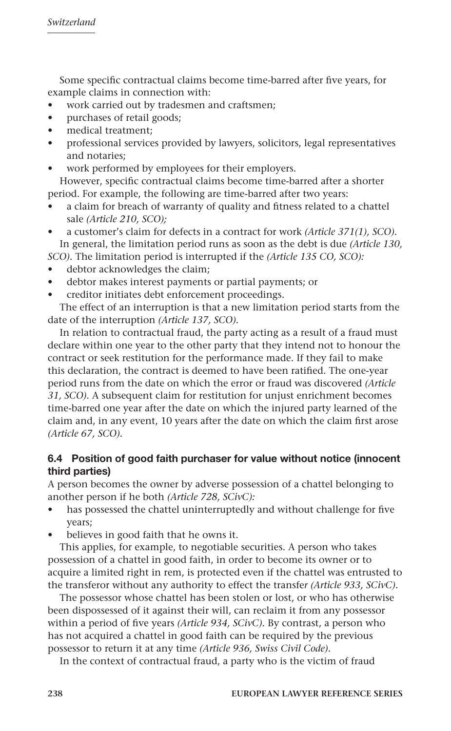Some specific contractual claims become time-barred after five years, for example claims in connection with:

- work carried out by tradesmen and craftsmen;
- purchases of retail goods;
- medical treatment;
- professional services provided by lawyers, solicitors, legal representatives and notaries;
- work performed by employees for their employers.

However, specific contractual claims become time-barred after a shorter period. For example, the following are time-barred after two years:

- a claim for breach of warranty of quality and fitness related to a chattel sale *(Article 210, SCO);*
- a customer's claim for defects in a contract for work *(Article 371(1), SCO).*

In general, the limitation period runs as soon as the debt is due *(Article 130, SCO)*. The limitation period is interrupted if the *(Article 135 CO, SCO):*

- debtor acknowledges the claim;
- debtor makes interest payments or partial payments; or
- creditor initiates debt enforcement proceedings.

The effect of an interruption is that a new limitation period starts from the date of the interruption *(Article 137, SCO)*.

In relation to contractual fraud, the party acting as a result of a fraud must declare within one year to the other party that they intend not to honour the contract or seek restitution for the performance made. If they fail to make this declaration, the contract is deemed to have been ratified. The one-year period runs from the date on which the error or fraud was discovered *(Article 31, SCO)*. A subsequent claim for restitution for unjust enrichment becomes time-barred one year after the date on which the injured party learned of the claim and, in any event, 10 years after the date on which the claim first arose *(Article 67, SCO)*.

### 6.4 Position of good faith purchaser for value without notice (innocent third parties)

A person becomes the owner by adverse possession of a chattel belonging to another person if he both *(Article 728, SCivC):*

- has possessed the chattel uninterruptedly and without challenge for five years;
- believes in good faith that he owns it.

This applies, for example, to negotiable securities. A person who takes possession of a chattel in good faith, in order to become its owner or to acquire a limited right in rem, is protected even if the chattel was entrusted to the transferor without any authority to effect the transfer *(Article 933, SCivC)*.

The possessor whose chattel has been stolen or lost, or who has otherwise been dispossessed of it against their will, can reclaim it from any possessor within a period of five years *(Article 934, SCivC)*. By contrast, a person who has not acquired a chattel in good faith can be required by the previous possessor to return it at any time *(Article 936, Swiss Civil Code)*.

In the context of contractual fraud, a party who is the victim of fraud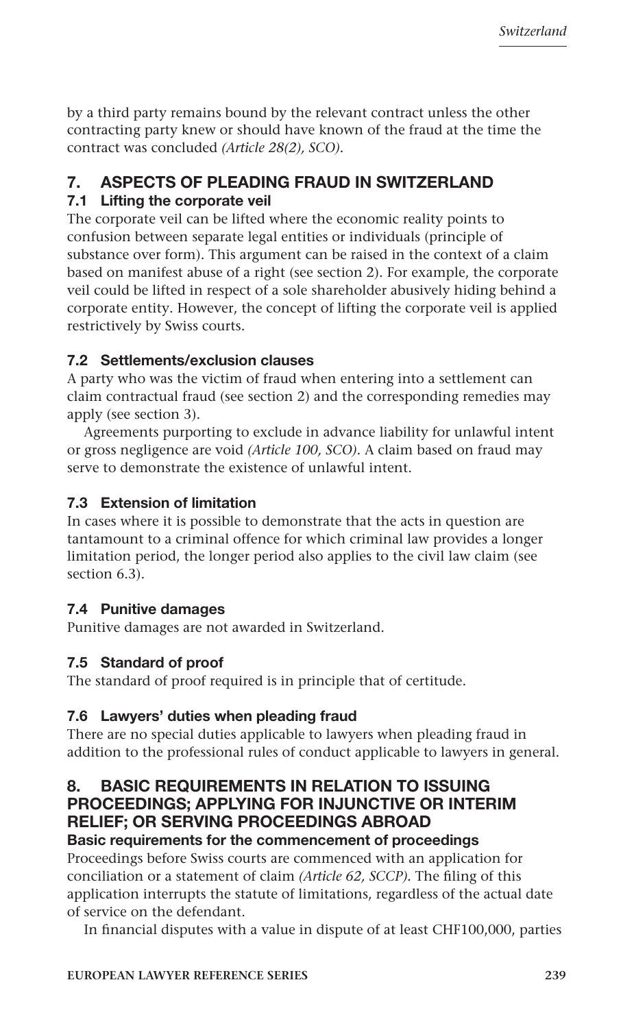by a third party remains bound by the relevant contract unless the other contracting party knew or should have known of the fraud at the time the contract was concluded *(Article 28(2), SCO)*.

## 7. ASPECTS OF PLEADING FRAUD IN SWITZERLAND

### 7.1 Lifting the corporate veil

The corporate veil can be lifted where the economic reality points to confusion between separate legal entities or individuals (principle of substance over form). This argument can be raised in the context of a claim based on manifest abuse of a right (see section 2). For example, the corporate veil could be lifted in respect of a sole shareholder abusively hiding behind a corporate entity. However, the concept of lifting the corporate veil is applied restrictively by Swiss courts.

### 7.2 Settlements/exclusion clauses

A party who was the victim of fraud when entering into a settlement can claim contractual fraud (see section 2) and the corresponding remedies may apply (see section 3).

Agreements purporting to exclude in advance liability for unlawful intent or gross negligence are void *(Article 100, SCO)*. A claim based on fraud may serve to demonstrate the existence of unlawful intent.

### 7.3 Extension of limitation

In cases where it is possible to demonstrate that the acts in question are tantamount to a criminal offence for which criminal law provides a longer limitation period, the longer period also applies to the civil law claim (see section 6.3).

### 7.4 Punitive damages

Punitive damages are not awarded in Switzerland.

### 7.5 Standard of proof

The standard of proof required is in principle that of certitude.

### 7.6 Lawyers' duties when pleading fraud

There are no special duties applicable to lawyers when pleading fraud in addition to the professional rules of conduct applicable to lawyers in general.

## 8. BASIC REQUIREMENTS IN RELATION TO ISSUING PROCEEDINGS; APPLYING FOR INJUNCTIVE OR INTERIM RELIEF; OR SERVING PROCEEDINGS ABROAD

### Basic requirements for the commencement of proceedings

Proceedings before Swiss courts are commenced with an application for conciliation or a statement of claim *(Article 62, SCCP)*. The filing of this application interrupts the statute of limitations, regardless of the actual date of service on the defendant.

In financial disputes with a value in dispute of at least CHF100,000, parties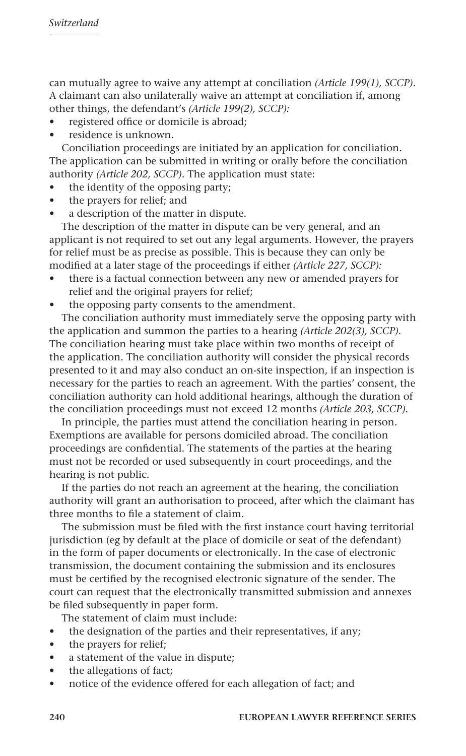can mutually agree to waive any attempt at conciliation *(Article 199(1), SCCP)*. A claimant can also unilaterally waive an attempt at conciliation if, among other things, the defendant's *(Article 199(2), SCCP):*

- registered office or domicile is abroad;
- residence is unknown.

Conciliation proceedings are initiated by an application for conciliation. The application can be submitted in writing or orally before the conciliation authority *(Article 202, SCCP)*. The application must state:

- the identity of the opposing party;
- the prayers for relief; and
- a description of the matter in dispute.

The description of the matter in dispute can be very general, and an applicant is not required to set out any legal arguments. However, the prayers for relief must be as precise as possible. This is because they can only be modified at a later stage of the proceedings if either *(Article 227, SCCP):*

- there is a factual connection between any new or amended prayers for relief and the original prayers for relief;
- the opposing party consents to the amendment.

The conciliation authority must immediately serve the opposing party with the application and summon the parties to a hearing *(Article 202(3), SCCP)*. The conciliation hearing must take place within two months of receipt of the application. The conciliation authority will consider the physical records presented to it and may also conduct an on-site inspection, if an inspection is necessary for the parties to reach an agreement. With the parties' consent, the conciliation authority can hold additional hearings, although the duration of the conciliation proceedings must not exceed 12 months *(Article 203, SCCP)*.

In principle, the parties must attend the conciliation hearing in person. Exemptions are available for persons domiciled abroad. The conciliation proceedings are confidential. The statements of the parties at the hearing must not be recorded or used subsequently in court proceedings, and the hearing is not public.

If the parties do not reach an agreement at the hearing, the conciliation authority will grant an authorisation to proceed, after which the claimant has three months to file a statement of claim.

The submission must be filed with the first instance court having territorial jurisdiction (eg by default at the place of domicile or seat of the defendant) in the form of paper documents or electronically. In the case of electronic transmission, the document containing the submission and its enclosures must be certified by the recognised electronic signature of the sender. The court can request that the electronically transmitted submission and annexes be filed subsequently in paper form.

The statement of claim must include:

- the designation of the parties and their representatives, if any;
- the prayers for relief;
- a statement of the value in dispute;
- the allegations of fact;
- notice of the evidence offered for each allegation of fact; and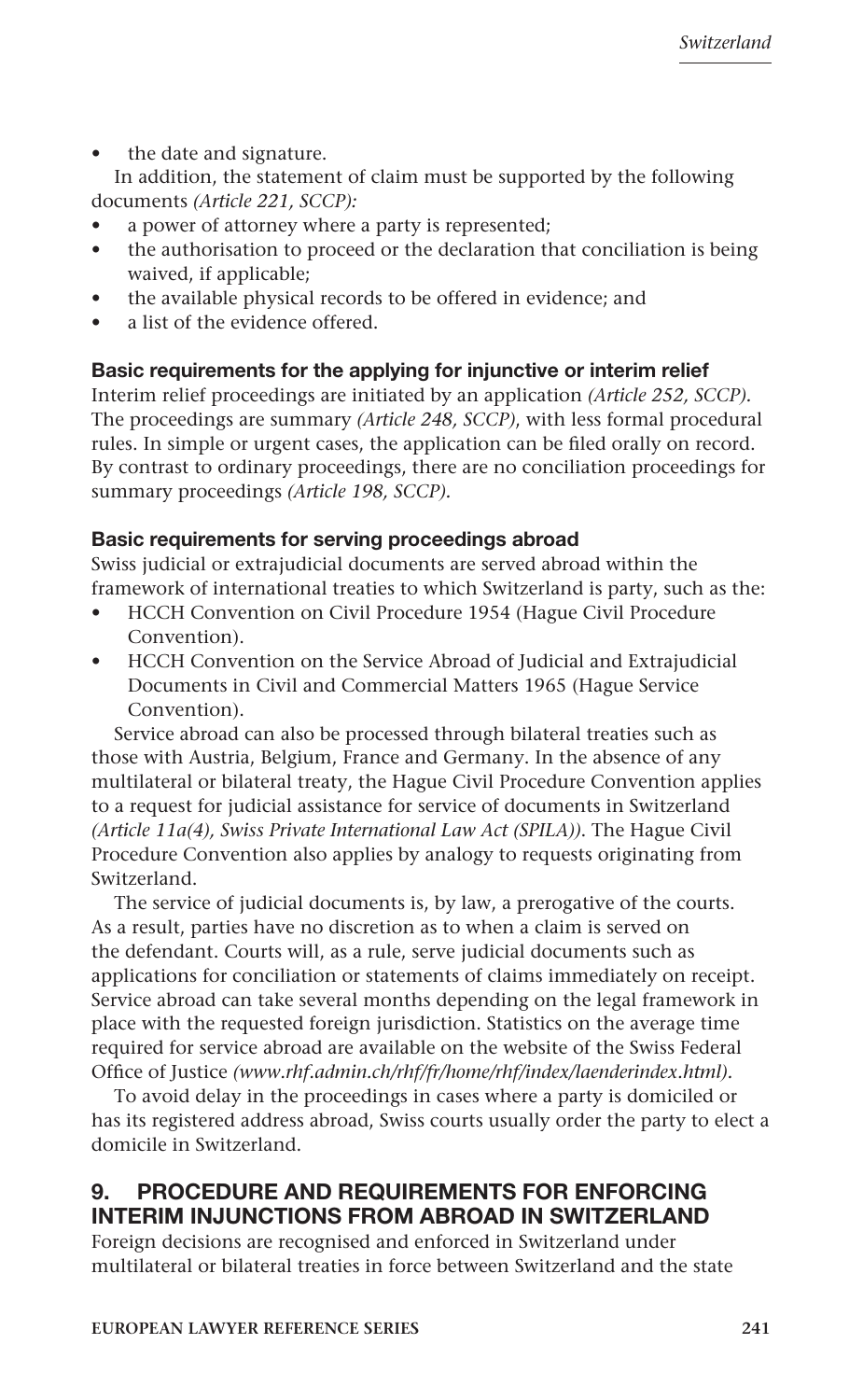- the date and signature.

In addition, the statement of claim must be supported by the following documents *(Article 221, SCCP):*

- a power of attorney where a party is represented;
- the authorisation to proceed or the declaration that conciliation is being waived, if applicable;
- the available physical records to be offered in evidence; and
- a list of the evidence offered.

**Basic requirements for the applying for injunctive or interim relief**

Interim relief proceedings are initiated by an application *(Article 252, SCCP)*. The proceedings are summary *(Article 248, SCCP)*, with less formal procedural rules. In simple or urgent cases, the application can be filed orally on record. By contrast to ordinary proceedings, there are no conciliation proceedings for summary proceedings *(Article 198, SCCP)*.

**Basic requirements for serving proceedings abroad**

Swiss judicial or extrajudicial documents are served abroad within the framework of international treaties to which Switzerland is party, such as the:

- HCCH Convention on Civil Procedure 1954 (Hague Civil Procedure Convention).
- HCCH Convention on the Service Abroad of Judicial and Extrajudicial Documents in Civil and Commercial Matters 1965 (Hague Service Convention).

Service abroad can also be processed through bilateral treaties such as those with Austria, Belgium, France and Germany. In the absence of any multilateral or bilateral treaty, the Hague Civil Procedure Convention applies to a request for judicial assistance for service of documents in Switzerland *(Article 11a(4), Swiss Private International Law Act (SPILA))*. The Hague Civil Procedure Convention also applies by analogy to requests originating from Switzerland.

The service of judicial documents is, by law, a prerogative of the courts. As a result, parties have no discretion as to when a claim is served on the defendant. Courts will, as a rule, serve judicial documents such as applications for conciliation or statements of claims immediately on receipt. Service abroad can take several months depending on the legal framework in place with the requested foreign jurisdiction. Statistics on the average time required for service abroad are available on the website of the Swiss Federal Office of Justice *(www.rhf.admin.ch/rhf/fr/home/rhf/index/laenderindex.html)*.

To avoid delay in the proceedings in cases where a party is domiciled or has its registered address abroad, Swiss courts usually order the party to elect a domicile in Switzerland.

## 9. PROCEDURE AND REQUIREMENTS FOR ENFORCING INTERIM INJUNCTIONS FROM ABROAD IN SWITZERLAND

Foreign decisions are recognised and enforced in Switzerland under multilateral or bilateral treaties in force between Switzerland and the state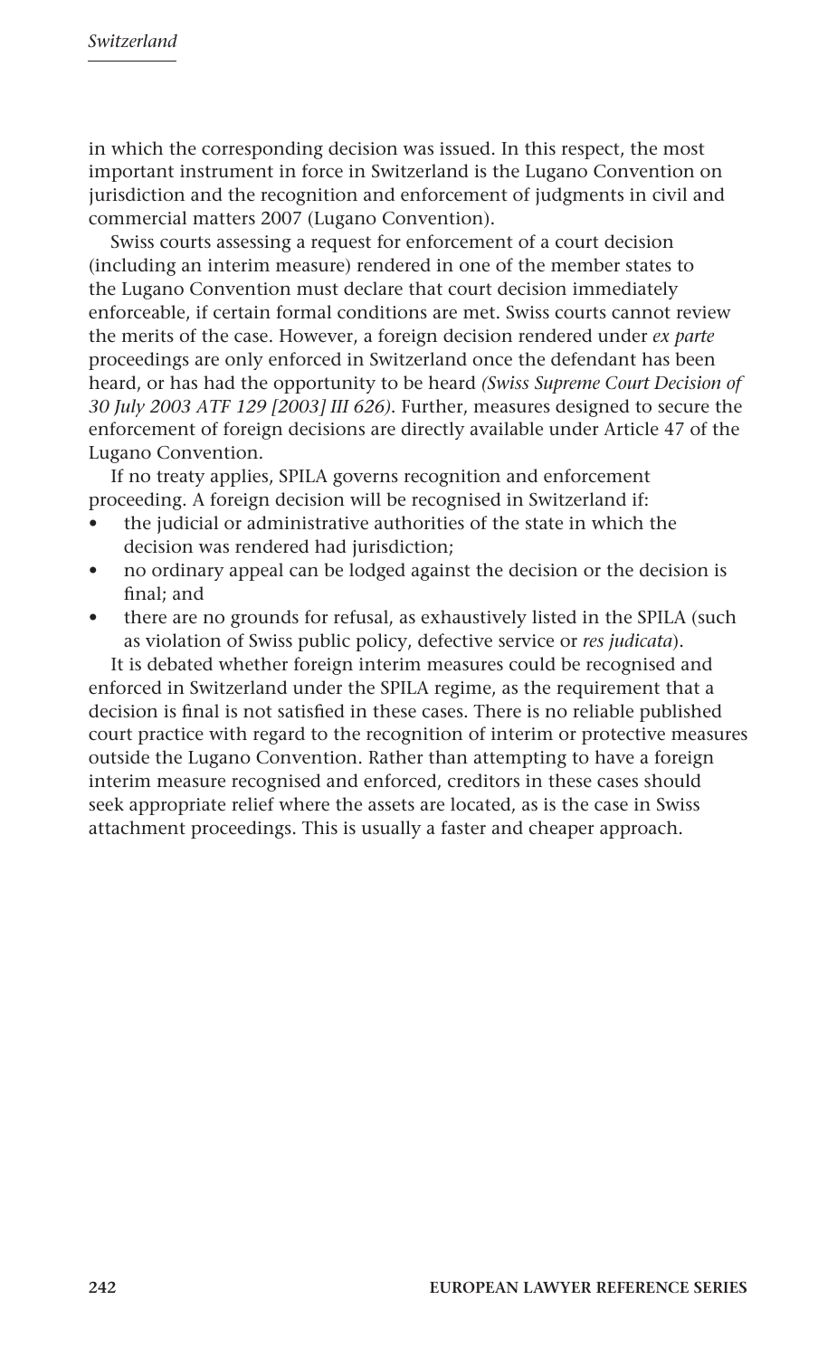in which the corresponding decision was issued. In this respect, the most important instrument in force in Switzerland is the Lugano Convention on jurisdiction and the recognition and enforcement of judgments in civil and commercial matters 2007 (Lugano Convention).

Swiss courts assessing a request for enforcement of a court decision (including an interim measure) rendered in one of the member states to the Lugano Convention must declare that court decision immediately enforceable, if certain formal conditions are met. Swiss courts cannot review the merits of the case. However, a foreign decision rendered under *ex parte* proceedings are only enforced in Switzerland once the defendant has been heard, or has had the opportunity to be heard *(Swiss Supreme Court Decision of 30 July 2003 ATF 129 [2003] III 626)*. Further, measures designed to secure the enforcement of foreign decisions are directly available under Article 47 of the Lugano Convention.

If no treaty applies, SPILA governs recognition and enforcement proceeding. A foreign decision will be recognised in Switzerland if:

- the judicial or administrative authorities of the state in which the decision was rendered had jurisdiction;
- no ordinary appeal can be lodged against the decision or the decision is final; and
- there are no grounds for refusal, as exhaustively listed in the SPILA (such as violation of Swiss public policy, defective service or *res judicata*).

It is debated whether foreign interim measures could be recognised and enforced in Switzerland under the SPILA regime, as the requirement that a decision is final is not satisfied in these cases. There is no reliable published court practice with regard to the recognition of interim or protective measures outside the Lugano Convention. Rather than attempting to have a foreign interim measure recognised and enforced, creditors in these cases should seek appropriate relief where the assets are located, as is the case in Swiss attachment proceedings. This is usually a faster and cheaper approach.